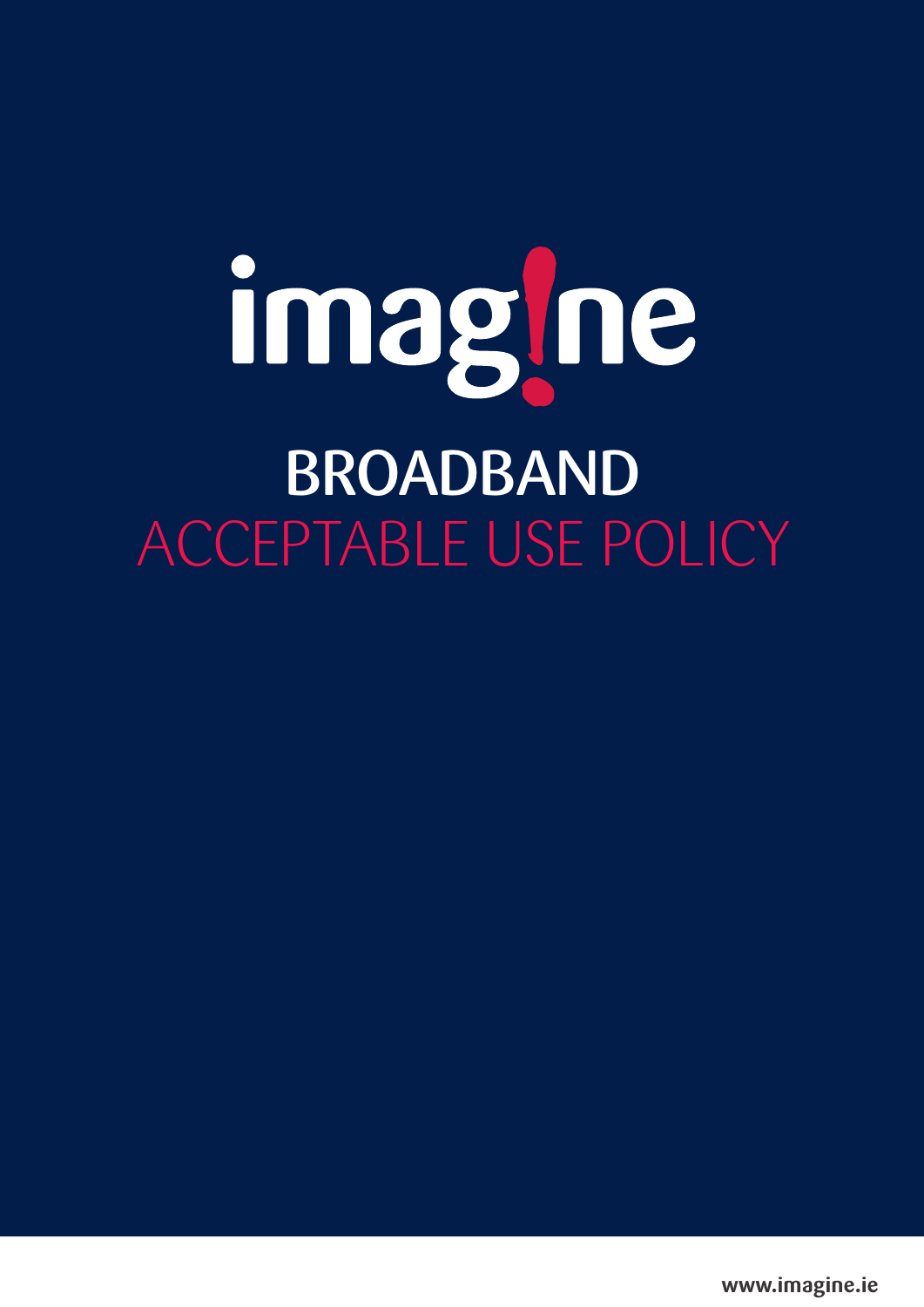# imag!ne

## BROADBAND

## ACCEPTABLE USE POLICY

www.imagine.ie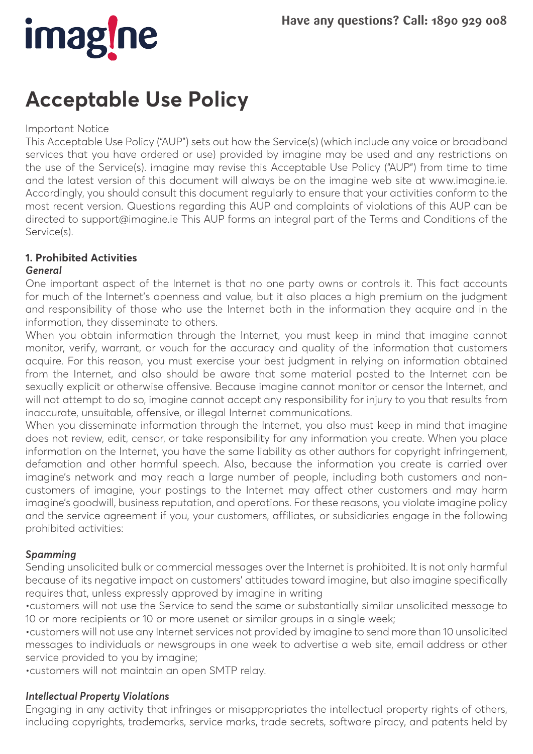# Acceptable Use Policy

Important Notice

This Acceptable Use Policy ("AUP") sets out how the Service(s) (which include any voice or broadband services that you have ordered or use) provided by imagine may be used and any restrictions on the use of the Service(s). imagine may revise this Acceptable Use Policy ("AUP") from time to time and the latest version of this document will always be on the imagine web site at www.imagine.ie. Accordingly, you should consult this document regularly to ensure that your activities conform to the most recent version. Questions regarding this AUP and complaints of violations of this AUP can be directed to support@imagine.ie This AUP forms an integral part of the Terms and Conditions of the Service(s).

## 1. Prohibited Activities

***General***

One important aspect of the Internet is that no one party owns or controls it. This fact accounts for much of the Internet's openness and value, but it also places a high premium on the judgment and responsibility of those who use the Internet both in the information they acquire and in the information, they disseminate to others.

When you obtain information through the Internet, you must keep in mind that imagine cannot monitor, verify, warrant, or vouch for the accuracy and quality of the information that customers acquire. For this reason, you must exercise your best judgment in relying on information obtained from the Internet, and also should be aware that some material posted to the Internet can be sexually explicit or otherwise offensive. Because imagine cannot monitor or censor the Internet, and will not attempt to do so, imagine cannot accept any responsibility for injury to you that results from inaccurate, unsuitable, offensive, or illegal Internet communications.

When you disseminate information through the Internet, you also must keep in mind that imagine does not review, edit, censor, or take responsibility for any information you create. When you place information on the Internet, you have the same liability as other authors for copyright infringement, defamation and other harmful speech. Also, because the information you create is carried over imagine's network and may reach a large number of people, including both customers and non-customers of imagine, your postings to the Internet may affect other customers and may harm imagine's goodwill, business reputation, and operations. For these reasons, you violate imagine policy and the service agreement if you, your customers, affiliates, or subsidiaries engage in the following prohibited activities:

***Spamming***

Sending unsolicited bulk or commercial messages over the Internet is prohibited. It is not only harmful because of its negative impact on customers' attitudes toward imagine, but also imagine specifically requires that, unless expressly approved by imagine in writing

- customers will not use the Service to send the same or substantially similar unsolicited message to 10 or more recipients or 10 or more usenet or similar groups in a single week;
- customers will not use any Internet services not provided by imagine to send more than 10 unsolicited messages to individuals or newsgroups in one week to advertise a web site, email address or other service provided to you by imagine;
- customers will not maintain an open SMTP relay.

***Intellectual Property Violations***

Engaging in any activity that infringes or misappropriates the intellectual property rights of others, including copyrights, trademarks, service marks, trade secrets, software piracy, and patents held by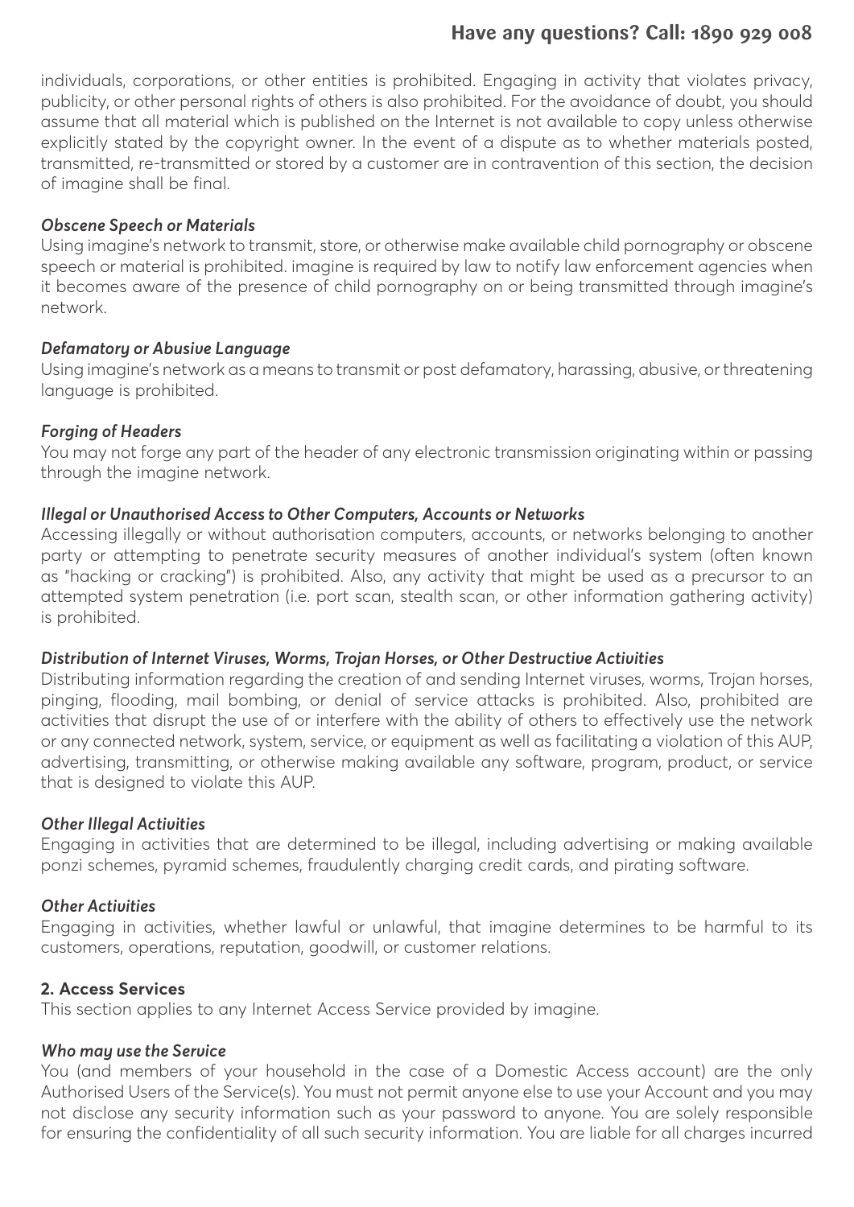individuals, corporations, or other entities is prohibited. Engaging in activity that violates privacy, publicity, or other personal rights of others is also prohibited. For the avoidance of doubt, you should assume that all material which is published on the Internet is not available to copy unless otherwise explicitly stated by the copyright owner. In the event of a dispute as to whether materials posted, transmitted, re-transmitted or stored by a customer are in contravention of this section, the decision of imagine shall be final.

***Obscene Speech or Materials***

Using imagine's network to transmit, store, or otherwise make available child pornography or obscene speech or material is prohibited. imagine is required by law to notify law enforcement agencies when it becomes aware of the presence of child pornography on or being transmitted through imagine's network.

***Defamatory or Abusive Language***

Using imagine's network as a means to transmit or post defamatory, harassing, abusive, or threatening language is prohibited.

***Forging of Headers***

You may not forge any part of the header of any electronic transmission originating within or passing through the imagine network.

***Illegal or Unauthorised Access to Other Computers, Accounts or Networks***

Accessing illegally or without authorisation computers, accounts, or networks belonging to another party or attempting to penetrate security measures of another individual's system (often known as "hacking or cracking") is prohibited. Also, any activity that might be used as a precursor to an attempted system penetration (i.e. port scan, stealth scan, or other information gathering activity) is prohibited.

***Distribution of Internet Viruses, Worms, Trojan Horses, or Other Destructive Activities***

Distributing information regarding the creation of and sending Internet viruses, worms, Trojan horses, pinging, flooding, mail bombing, or denial of service attacks is prohibited. Also, prohibited are activities that disrupt the use of or interfere with the ability of others to effectively use the network or any connected network, system, service, or equipment as well as facilitating a violation of this AUP, advertising, transmitting, or otherwise making available any software, program, product, or service that is designed to violate this AUP.

***Other Illegal Activities***

Engaging in activities that are determined to be illegal, including advertising or making available ponzi schemes, pyramid schemes, fraudulently charging credit cards, and pirating software.

***Other Activities***

Engaging in activities, whether lawful or unlawful, that imagine determines to be harmful to its customers, operations, reputation, goodwill, or customer relations.

**2. Access Services**

This section applies to any Internet Access Service provided by imagine.

***Who may use the Service***

You (and members of your household in the case of a Domestic Access account) are the only Authorised Users of the Service(s). You must not permit anyone else to use your Account and you may not disclose any security information such as your password to anyone. You are solely responsible for ensuring the confidentiality of all such security information. You are liable for all charges incurred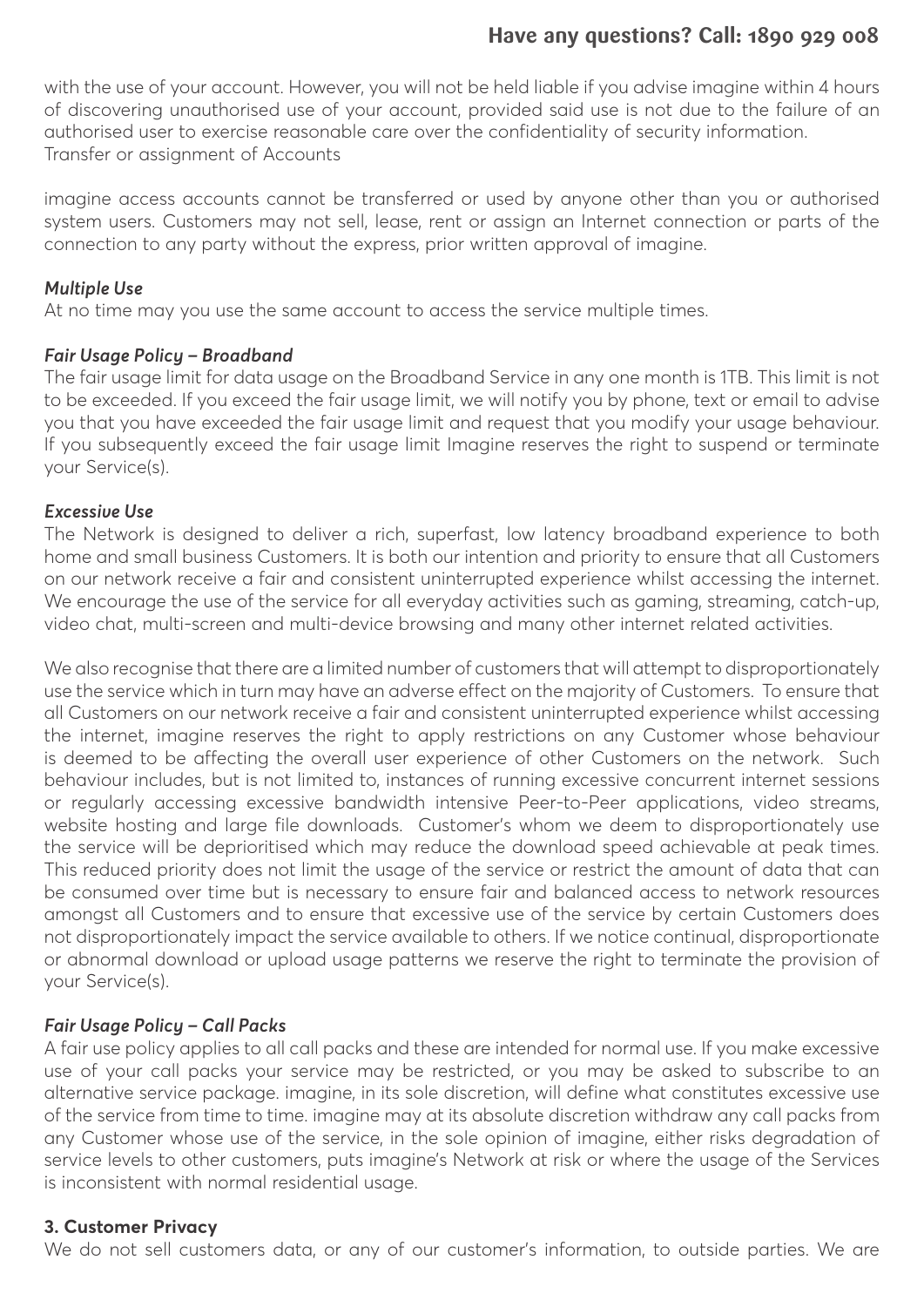with the use of your account. However, you will not be held liable if you advise imagine within 4 hours of discovering unauthorised use of your account, provided said use is not due to the failure of an authorised user to exercise reasonable care over the confidentiality of security information.
Transfer or assignment of Accounts

imagine access accounts cannot be transferred or used by anyone other than you or authorised system users. Customers may not sell, lease, rent or assign an Internet connection or parts of the connection to any party without the express, prior written approval of imagine.

***Multiple Use***
At no time may you use the same account to access the service multiple times.

***Fair Usage Policy – Broadband***
The fair usage limit for data usage on the Broadband Service in any one month is 1TB. This limit is not to be exceeded. If you exceed the fair usage limit, we will notify you by phone, text or email to advise you that you have exceeded the fair usage limit and request that you modify your usage behaviour. If you subsequently exceed the fair usage limit Imagine reserves the right to suspend or terminate your Service(s).

***Excessive Use***
The Network is designed to deliver a rich, superfast, low latency broadband experience to both home and small business Customers. It is both our intention and priority to ensure that all Customers on our network receive a fair and consistent uninterrupted experience whilst accessing the internet. We encourage the use of the service for all everyday activities such as gaming, streaming, catch-up, video chat, multi-screen and multi-device browsing and many other internet related activities.

We also recognise that there are a limited number of customers that will attempt to disproportionately use the service which in turn may have an adverse effect on the majority of Customers. To ensure that all Customers on our network receive a fair and consistent uninterrupted experience whilst accessing the internet, imagine reserves the right to apply restrictions on any Customer whose behaviour is deemed to be affecting the overall user experience of other Customers on the network. Such behaviour includes, but is not limited to, instances of running excessive concurrent internet sessions or regularly accessing excessive bandwidth intensive Peer-to-Peer applications, video streams, website hosting and large file downloads. Customer's whom we deem to disproportionately use the service will be deprioritised which may reduce the download speed achievable at peak times. This reduced priority does not limit the usage of the service or restrict the amount of data that can be consumed over time but is necessary to ensure fair and balanced access to network resources amongst all Customers and to ensure that excessive use of the service by certain Customers does not disproportionately impact the service available to others. If we notice continual, disproportionate or abnormal download or upload usage patterns we reserve the right to terminate the provision of your Service(s).

***Fair Usage Policy – Call Packs***
A fair use policy applies to all call packs and these are intended for normal use. If you make excessive use of your call packs your service may be restricted, or you may be asked to subscribe to an alternative service package. imagine, in its sole discretion, will define what constitutes excessive use of the service from time to time. imagine may at its absolute discretion withdraw any call packs from any Customer whose use of the service, in the sole opinion of imagine, either risks degradation of service levels to other customers, puts imagine's Network at risk or where the usage of the Services is inconsistent with normal residential usage.

**3. Customer Privacy**
We do not sell customers data, or any of our customer's information, to outside parties. We are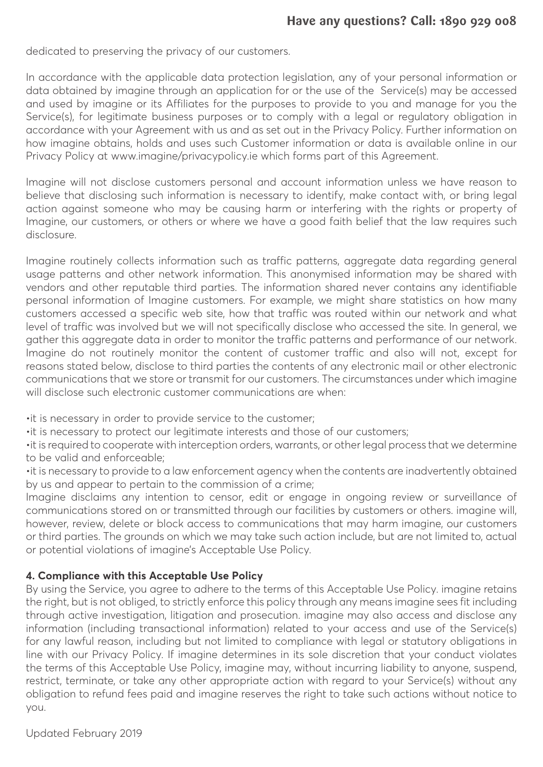dedicated to preserving the privacy of our customers.

In accordance with the applicable data protection legislation, any of your personal information or data obtained by imagine through an application for or the use of the Service(s) may be accessed and used by imagine or its Affiliates for the purposes to provide to you and manage for you the Service(s), for legitimate business purposes or to comply with a legal or regulatory obligation in accordance with your Agreement with us and as set out in the Privacy Policy. Further information on how imagine obtains, holds and uses such Customer information or data is available online in our Privacy Policy at www.imagine/privacypolicy.ie which forms part of this Agreement.

Imagine will not disclose customers personal and account information unless we have reason to believe that disclosing such information is necessary to identify, make contact with, or bring legal action against someone who may be causing harm or interfering with the rights or property of Imagine, our customers, or others or where we have a good faith belief that the law requires such disclosure.

Imagine routinely collects information such as traffic patterns, aggregate data regarding general usage patterns and other network information. This anonymised information may be shared with vendors and other reputable third parties. The information shared never contains any identifiable personal information of Imagine customers. For example, we might share statistics on how many customers accessed a specific web site, how that traffic was routed within our network and what level of traffic was involved but we will not specifically disclose who accessed the site. In general, we gather this aggregate data in order to monitor the traffic patterns and performance of our network. Imagine do not routinely monitor the content of customer traffic and also will not, except for reasons stated below, disclose to third parties the contents of any electronic mail or other electronic communications that we store or transmit for our customers. The circumstances under which imagine will disclose such electronic customer communications are when:

- it is necessary in order to provide service to the customer;
- it is necessary to protect our legitimate interests and those of our customers;
- it is required to cooperate with interception orders, warrants, or other legal process that we determine to be valid and enforceable;
- it is necessary to provide to a law enforcement agency when the contents are inadvertently obtained by us and appear to pertain to the commission of a crime;

Imagine disclaims any intention to censor, edit or engage in ongoing review or surveillance of communications stored on or transmitted through our facilities by customers or others. imagine will, however, review, delete or block access to communications that may harm imagine, our customers or third parties. The grounds on which we may take such action include, but are not limited to, actual or potential violations of imagine's Acceptable Use Policy.

**4. Compliance with this Acceptable Use Policy**

By using the Service, you agree to adhere to the terms of this Acceptable Use Policy. imagine retains the right, but is not obliged, to strictly enforce this policy through any means imagine sees fit including through active investigation, litigation and prosecution. imagine may also access and disclose any information (including transactional information) related to your access and use of the Service(s) for any lawful reason, including but not limited to compliance with legal or statutory obligations in line with our Privacy Policy. If imagine determines in its sole discretion that your conduct violates the terms of this Acceptable Use Policy, imagine may, without incurring liability to anyone, suspend, restrict, terminate, or take any other appropriate action with regard to your Service(s) without any obligation to refund fees paid and imagine reserves the right to take such actions without notice to you.

Updated February 2019